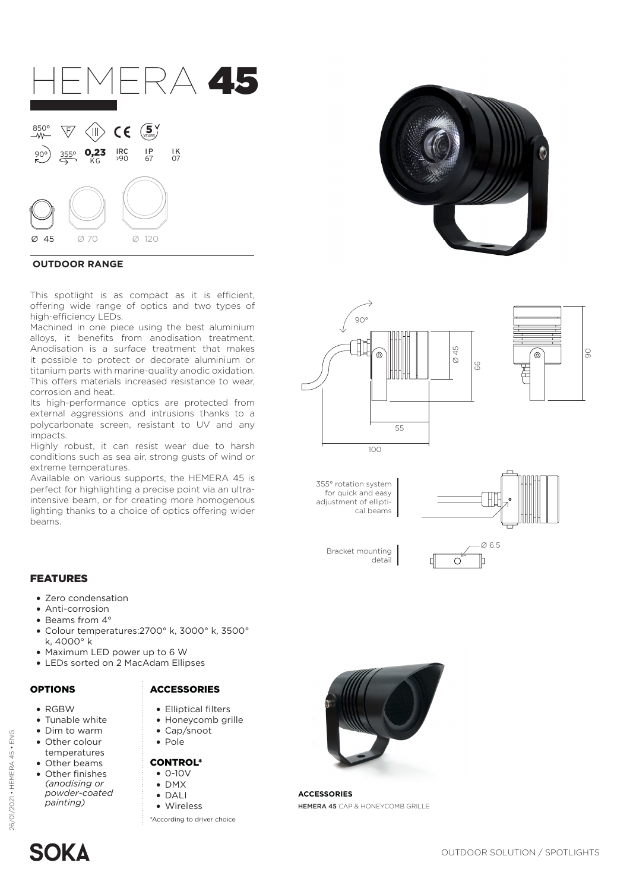# HEMERA 45

850° F III CE 5 YEARS

90° 355° 0,23 KG IRC >90 IP 67 IK 07

Ø 45 Ø 70 Ø 120

**OUTDOOR RANGE**

This spotlight is as compact as it is efficient, offering wide range of optics and two types of high-efficiency LEDs.
Machined in one piece using the best aluminium alloys, it benefits from anodisation treatment. Anodisation is a surface treatment that makes it possible to protect or decorate aluminium or titanium parts with marine-quality anodic oxidation. This offers materials increased resistance to wear, corrosion and heat.
Its high-performance optics are protected from external aggressions and intrusions thanks to a polycarbonate screen, resistant to UV and any impacts.
Highly robust, it can resist wear due to harsh conditions such as sea air, strong gusts of wind or extreme temperatures.
Available on various supports, the HEMERA 45 is perfect for highlighting a precise point via an ultra-intensive beam, or for creating more homogenous lighting thanks to a choice of optics offering wider beams.

90° Ø 45 66 55 100 90

355° rotation system for quick and easy adjustment of elliptical beams

Bracket mounting detail Ø 6.5

## FEATURES

- Zero condensation
- Anti-corrosion
- Beams from 4°
- Colour temperatures:2700° k, 3000° k, 3500° k, 4000° k
- Maximum LED power up to 6 W
- LEDs sorted on 2 MacAdam Ellipses

## OPTIONS

- RGBW
- Tunable white
- Dim to warm
- Other colour temperatures
- Other beams
- Other finishes *(anodising or powder-coated painting)*

## ACCESSORIES

- Elliptical filters
- Honeycomb grille
- Cap/snoot
- Pole

## CONTROL*

- 0-10V
- DMX
- DALI
- Wireless

*According to driver choice

**ACCESSORIES**

HEMERA 45 CAP & HONEYCOMB GRILLE

26/01/2021 • HEMERA 45 • ENG

SOKA

OUTDOOR SOLUTION / SPOTLIGHTS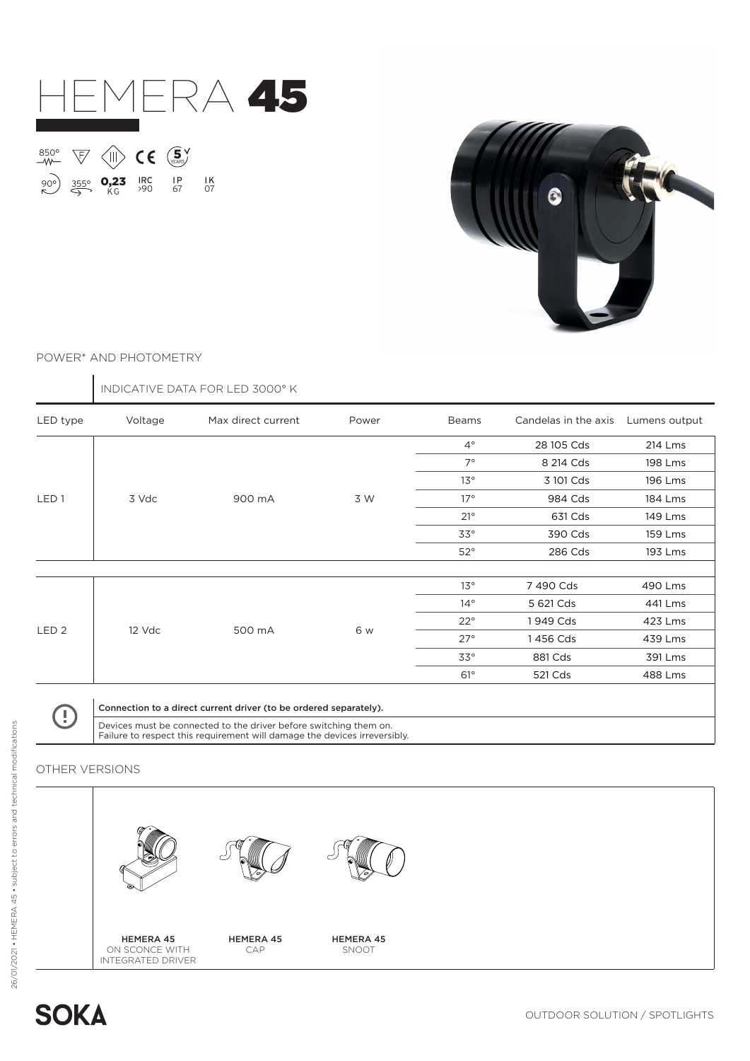# HEMERA **45**

850° F III CE 5 YEARS

90° 355° **0,23** KG IRC >90 IP 67 IK 07

## POWER* AND PHOTOMETRY

INDICATIVE DATA FOR LED 3000° K

| LED type | Voltage | Max direct current | Power | Beams | Candelas in the axis | Lumens output |
|---|---|---|---|---|---|---|
| LED 1 | 3 Vdc | 900 mA | 3 W | 4° | 28 105 Cds | 214 Lms |
| | | | | 7° | 8 214 Cds | 198 Lms |
| | | | | 13° | 3 101 Cds | 196 Lms |
| | | | | 17° | 984 Cds | 184 Lms |
| | | | | 21° | 631 Cds | 149 Lms |
| | | | | 33° | 390 Cds | 159 Lms |
| | | | | 52° | 286 Cds | 193 Lms |
| LED 2 | 12 Vdc | 500 mA | 6 w | 13° | 7 490 Cds | 490 Lms |
| | | | | 14° | 5 621 Cds | 441 Lms |
| | | | | 22° | 1 949 Cds | 423 Lms |
| | | | | 27° | 1 456 Cds | 439 Lms |
| | | | | 33° | 881 Cds | 391 Lms |
| | | | | 61° | 521 Cds | 488 Lms |

**Connection to a direct current driver (to be ordered separately).**

Devices must be connected to the driver before switching them on.
Failure to respect this requirement will damage the devices irreversibly.

## OTHER VERSIONS

**HEMERA 45**
ON SCONCE WITH INTEGRATED DRIVER

**HEMERA 45**
CAP

**HEMERA 45**
SNOOT

26/01/2021 • HEMERA 45 • subject to errors and technical modifications

**SOKA**

OUTDOOR SOLUTION / SPOTLIGHTS